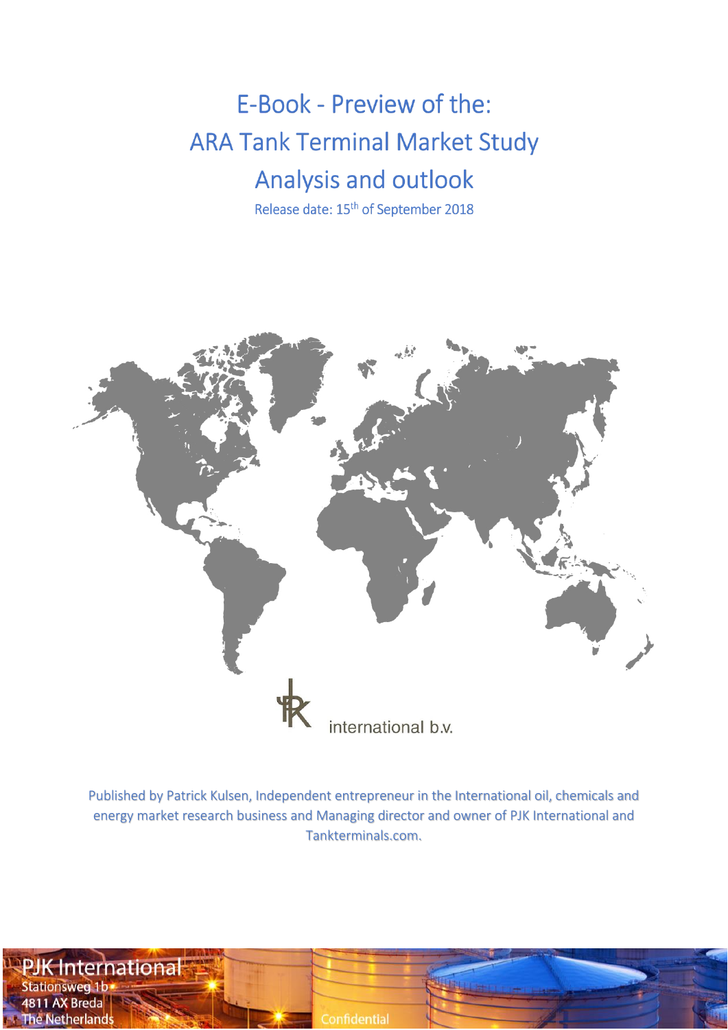# E-Book - Preview of the: ARA Tank Terminal Market Study Analysis and outlook

Release date: 15th of September 2018

international b.v.

Published by Patrick Kulsen, Independent entrepreneur in the International oil, chemicals and energy market research business and Managing director and owner of PJK International and Tankterminals.com.

PJK International
Stationsweg 1b
4811 AX Breda
The Netherlands

Confidential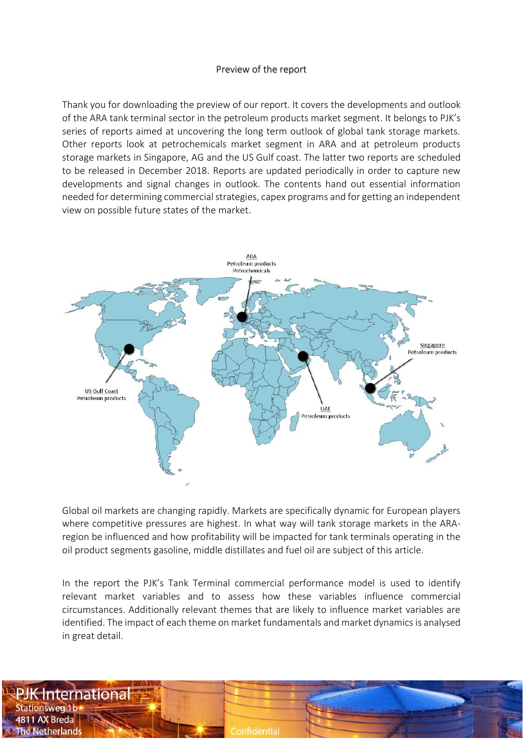## Preview of the report

Thank you for downloading the preview of our report. It covers the developments and outlook of the ARA tank terminal sector in the petroleum products market segment. It belongs to PJK's series of reports aimed at uncovering the long term outlook of global tank storage markets. Other reports look at petrochemicals market segment in ARA and at petroleum products storage markets in Singapore, AG and the US Gulf coast. The latter two reports are scheduled to be released in December 2018. Reports are updated periodically in order to capture new developments and signal changes in outlook. The contents hand out essential information needed for determining commercial strategies, capex programs and for getting an independent view on possible future states of the market.

ARA
Petroleum products
Petrochemicals

Singapore
Petroleum products

US Gulf Coast
Petroleum products

UAE
Petroleum products

Global oil markets are changing rapidly. Markets are specifically dynamic for European players where competitive pressures are highest. In what way will tank storage markets in the ARA-region be influenced and how profitability will be impacted for tank terminals operating in the oil product segments gasoline, middle distillates and fuel oil are subject of this article.

In the report the PJK's Tank Terminal commercial performance model is used to identify relevant market variables and to assess how these variables influence commercial circumstances. Additionally relevant themes that are likely to influence market variables are identified. The impact of each theme on market fundamentals and market dynamics is analysed in great detail.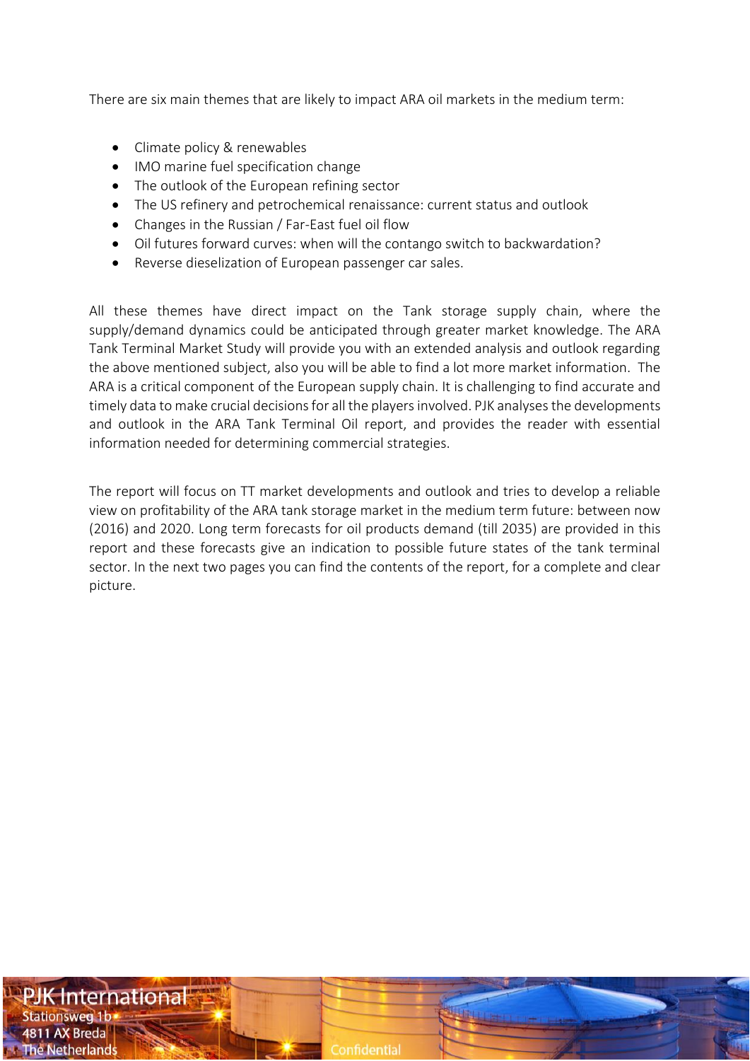There are six main themes that are likely to impact ARA oil markets in the medium term:

- Climate policy & renewables
- IMO marine fuel specification change
- The outlook of the European refining sector
- The US refinery and petrochemical renaissance: current status and outlook
- Changes in the Russian / Far-East fuel oil flow
- Oil futures forward curves: when will the contango switch to backwardation?
- Reverse dieselization of European passenger car sales.

All these themes have direct impact on the Tank storage supply chain, where the supply/demand dynamics could be anticipated through greater market knowledge. The ARA Tank Terminal Market Study will provide you with an extended analysis and outlook regarding the above mentioned subject, also you will be able to find a lot more market information. The ARA is a critical component of the European supply chain. It is challenging to find accurate and timely data to make crucial decisions for all the players involved. PJK analyses the developments and outlook in the ARA Tank Terminal Oil report, and provides the reader with essential information needed for determining commercial strategies.

The report will focus on TT market developments and outlook and tries to develop a reliable view on profitability of the ARA tank storage market in the medium term future: between now (2016) and 2020. Long term forecasts for oil products demand (till 2035) are provided in this report and these forecasts give an indication to possible future states of the tank terminal sector. In the next two pages you can find the contents of the report, for a complete and clear picture.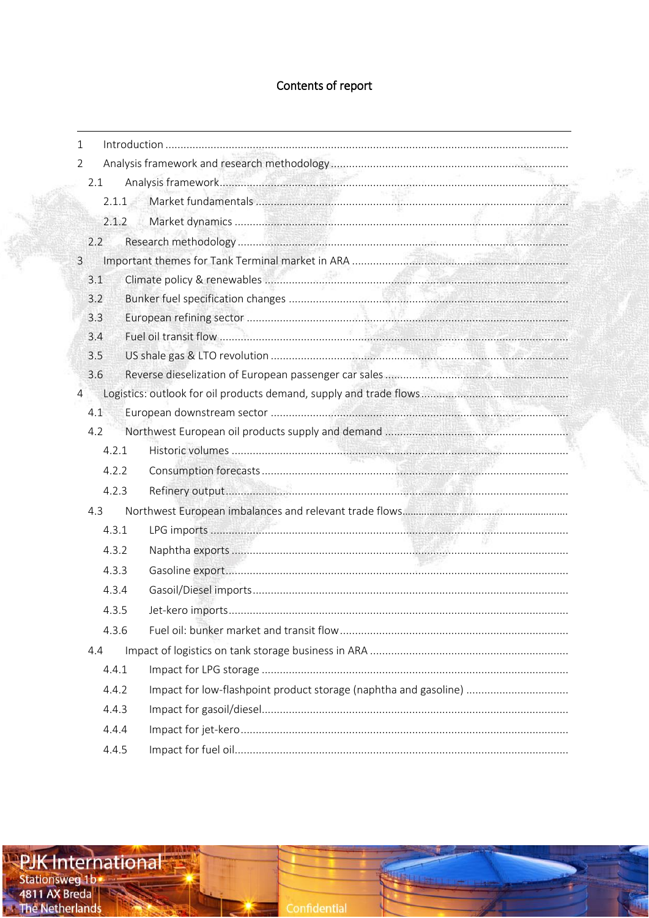# Contents of report

- 1 Introduction
- 2 Analysis framework and research methodology
  - 2.1 Analysis framework
    - 2.1.1 Market fundamentals
    - 2.1.2 Market dynamics
  - 2.2 Research methodology
- 3 Important themes for Tank Terminal market in ARA
  - 3.1 Climate policy & renewables
  - 3.2 Bunker fuel specification changes
  - 3.3 European refining sector
  - 3.4 Fuel oil transit flow
  - 3.5 US shale gas & LTO revolution
  - 3.6 Reverse dieselization of European passenger car sales
- 4 Logistics: outlook for oil products demand, supply and trade flows
  - 4.1 European downstream sector
  - 4.2 Northwest European oil products supply and demand
    - 4.2.1 Historic volumes
    - 4.2.2 Consumption forecasts
    - 4.2.3 Refinery output
  - 4.3 Northwest European imbalances and relevant trade flows
    - 4.3.1 LPG imports
    - 4.3.2 Naphtha exports
    - 4.3.3 Gasoline export
    - 4.3.4 Gasoil/Diesel imports
    - 4.3.5 Jet-kero imports
    - 4.3.6 Fuel oil: bunker market and transit flow
  - 4.4 Impact of logistics on tank storage business in ARA
    - 4.4.1 Impact for LPG storage
    - 4.4.2 Impact for low-flashpoint product storage (naphtha and gasoline)
    - 4.4.3 Impact for gasoil/diesel
    - 4.4.4 Impact for jet-kero
    - 4.4.5 Impact for fuel oil

PJK International
Stationsweg 1b
4811 AX Breda
The Netherlands

Confidential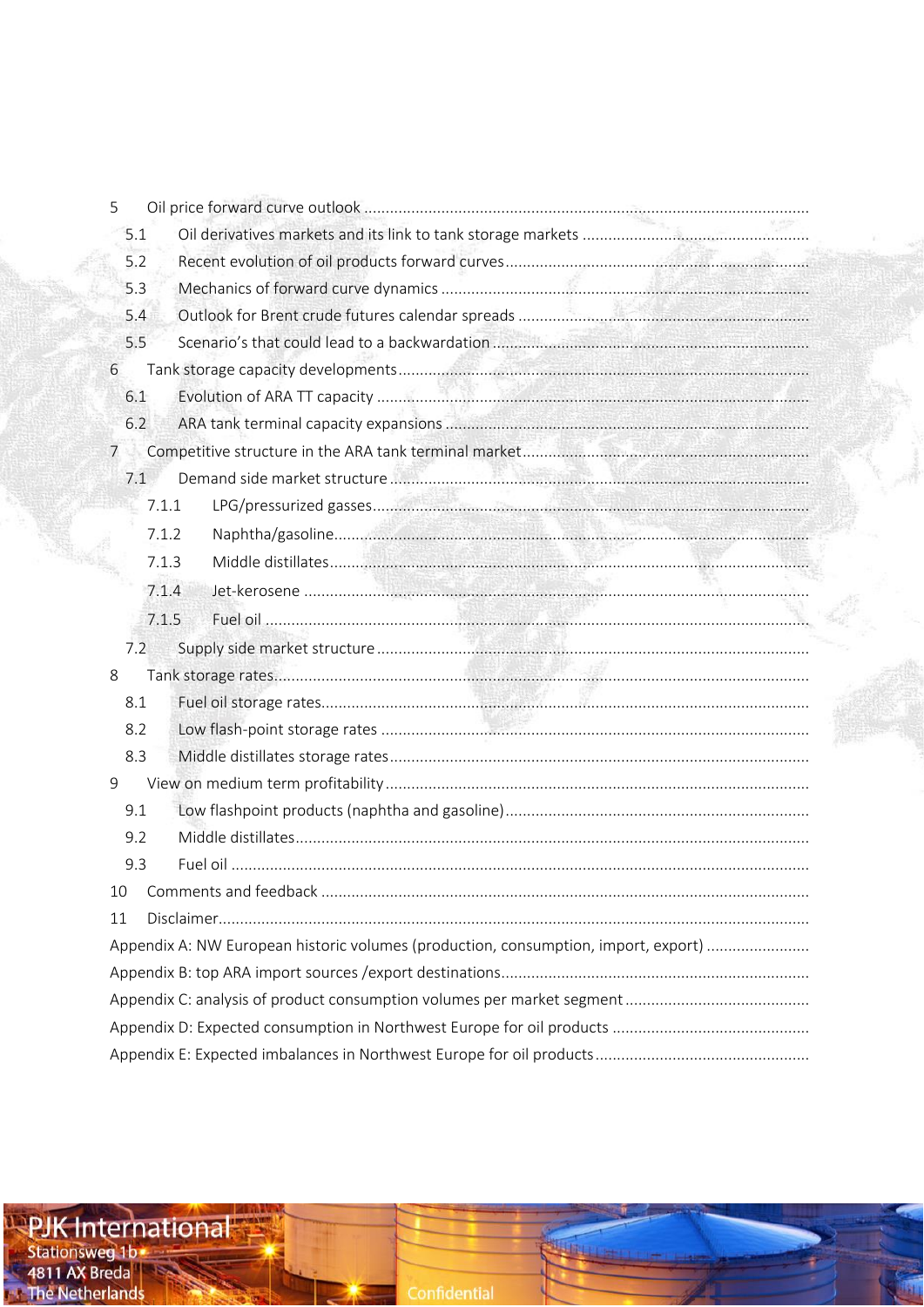5 Oil price forward curve outlook
- 5.1 Oil derivatives markets and its link to tank storage markets
- 5.2 Recent evolution of oil products forward curves
- 5.3 Mechanics of forward curve dynamics
- 5.4 Outlook for Brent crude futures calendar spreads
- 5.5 Scenario's that could lead to a backwardation

6 Tank storage capacity developments
- 6.1 Evolution of ARA TT capacity
- 6.2 ARA tank terminal capacity expansions

7 Competitive structure in the ARA tank terminal market
- 7.1 Demand side market structure
  - 7.1.1 LPG/pressurized gasses
  - 7.1.2 Naphtha/gasoline
  - 7.1.3 Middle distillates
  - 7.1.4 Jet-kerosene
  - 7.1.5 Fuel oil
- 7.2 Supply side market structure

8 Tank storage rates
- 8.1 Fuel oil storage rates
- 8.2 Low flash-point storage rates
- 8.3 Middle distillates storage rates

9 View on medium term profitability
- 9.1 Low flashpoint products (naphtha and gasoline)
- 9.2 Middle distillates
- 9.3 Fuel oil

10 Comments and feedback

11 Disclaimer

Appendix A: NW European historic volumes (production, consumption, import, export)

Appendix B: top ARA import sources /export destinations

Appendix C: analysis of product consumption volumes per market segment

Appendix D: Expected consumption in Northwest Europe for oil products

Appendix E: Expected imbalances in Northwest Europe for oil products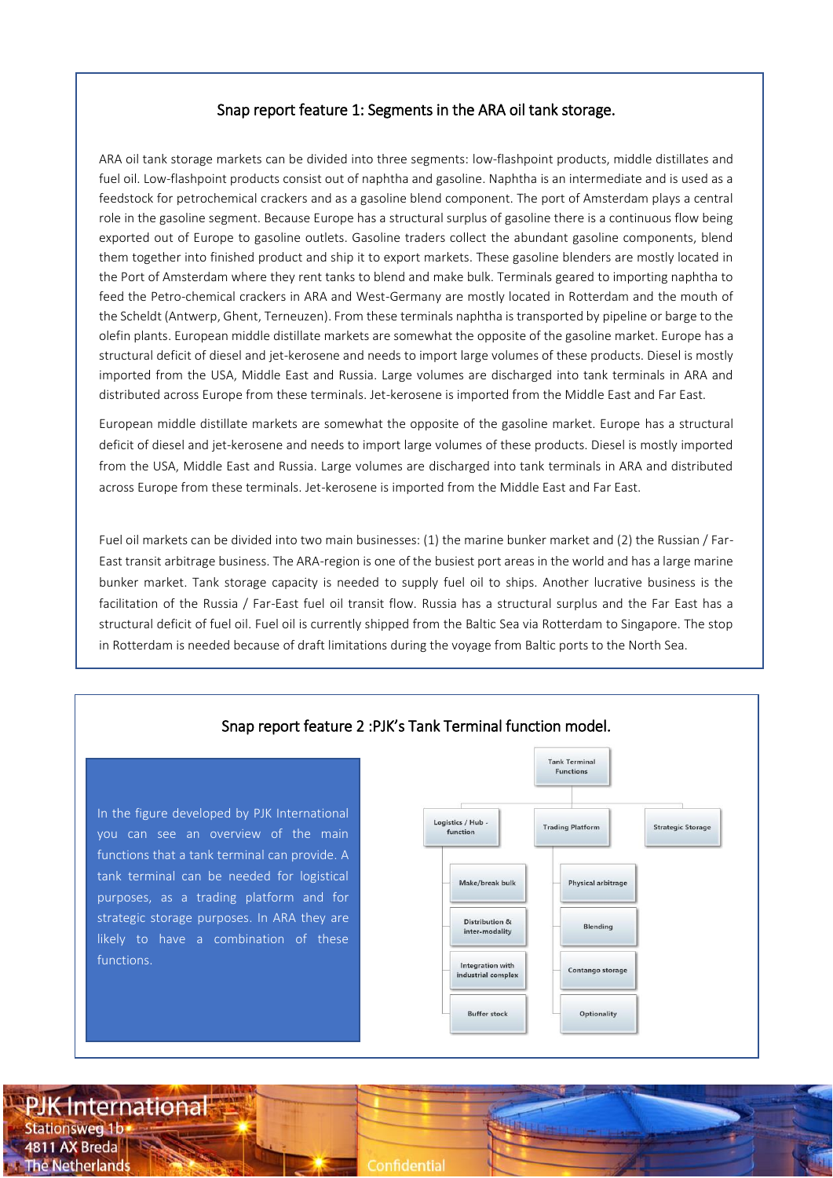### Snap report feature 1: Segments in the ARA oil tank storage.

ARA oil tank storage markets can be divided into three segments: low-flashpoint products, middle distillates and fuel oil. Low-flashpoint products consist out of naphtha and gasoline. Naphtha is an intermediate and is used as a feedstock for petrochemical crackers and as a gasoline blend component. The port of Amsterdam plays a central role in the gasoline segment. Because Europe has a structural surplus of gasoline there is a continuous flow being exported out of Europe to gasoline outlets. Gasoline traders collect the abundant gasoline components, blend them together into finished product and ship it to export markets. These gasoline blenders are mostly located in the Port of Amsterdam where they rent tanks to blend and make bulk. Terminals geared to importing naphtha to feed the Petro-chemical crackers in ARA and West-Germany are mostly located in Rotterdam and the mouth of the Scheldt (Antwerp, Ghent, Terneuzen). From these terminals naphtha is transported by pipeline or barge to the olefin plants. European middle distillate markets are somewhat the opposite of the gasoline market. Europe has a structural deficit of diesel and jet-kerosene and needs to import large volumes of these products. Diesel is mostly imported from the USA, Middle East and Russia. Large volumes are discharged into tank terminals in ARA and distributed across Europe from these terminals. Jet-kerosene is imported from the Middle East and Far East.

European middle distillate markets are somewhat the opposite of the gasoline market. Europe has a structural deficit of diesel and jet-kerosene and needs to import large volumes of these products. Diesel is mostly imported from the USA, Middle East and Russia. Large volumes are discharged into tank terminals in ARA and distributed across Europe from these terminals. Jet-kerosene is imported from the Middle East and Far East.

Fuel oil markets can be divided into two main businesses: (1) the marine bunker market and (2) the Russian / Far-East transit arbitrage business. The ARA-region is one of the busiest port areas in the world and has a large marine bunker market. Tank storage capacity is needed to supply fuel oil to ships. Another lucrative business is the facilitation of the Russia / Far-East fuel oil transit flow. Russia has a structural surplus and the Far East has a structural deficit of fuel oil. Fuel oil is currently shipped from the Baltic Sea via Rotterdam to Singapore. The stop in Rotterdam is needed because of draft limitations during the voyage from Baltic ports to the North Sea.

### Snap report feature 2 :PJK's Tank Terminal function model.

In the figure developed by PJK International you can see an overview of the main functions that a tank terminal can provide. A tank terminal can be needed for logistical purposes, as a trading platform and for strategic storage purposes. In ARA they are likely to have a combination of these functions.

- Tank Terminal Functions
  - Logistics / Hub - function
    - Make/break bulk
    - Distribution & inter-modality
    - Integration with industrial complex
    - Buffer stock
  - Trading Platform
    - Physical arbitrage
    - Blending
    - Contango storage
    - Optionality
  - Strategic Storage

PJK International
Stationsweg 1b
4811 AX Breda
The Netherlands

Confidential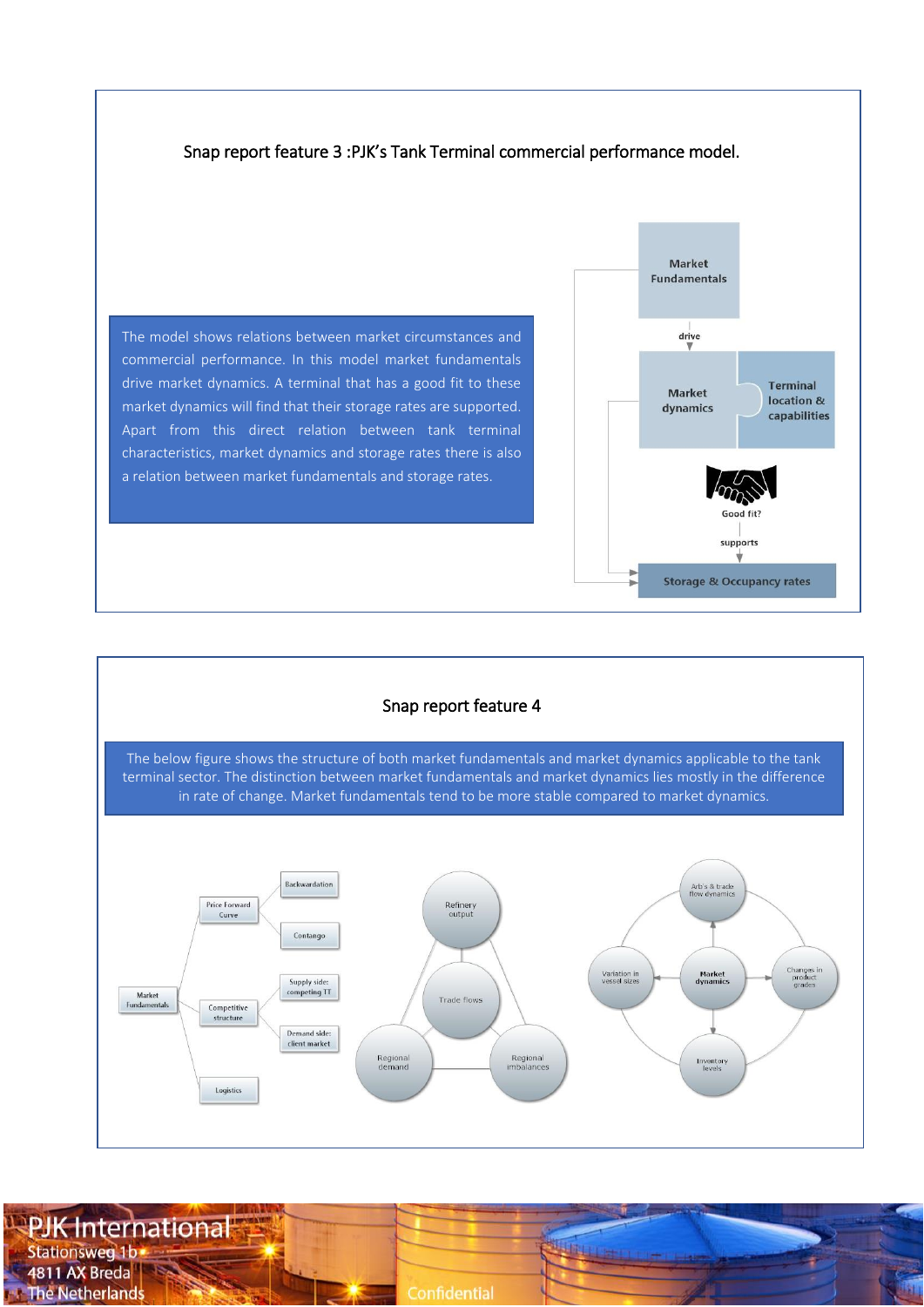### Snap report feature 3 :PJK's Tank Terminal commercial performance model.

The model shows relations between market circumstances and commercial performance. In this model market fundamentals drive market dynamics. A terminal that has a good fit to these market dynamics will find that their storage rates are supported. Apart from this direct relation between tank terminal characteristics, market dynamics and storage rates there is also a relation between market fundamentals and storage rates.

Market Fundamentals

drive

Market dynamics

Terminal location & capabilities

Good fit?

supports

Storage & Occupancy rates

### Snap report feature 4

The below figure shows the structure of both market fundamentals and market dynamics applicable to the tank terminal sector. The distinction between market fundamentals and market dynamics lies mostly in the difference in rate of change. Market fundamentals tend to be more stable compared to market dynamics.

- Market Fundamentals
  - Price Forward Curve
    - Backwardation
    - Contango
  - Competitive structure
    - Supply side: competing TT
    - Demand side: client market
  - Logistics

Refinery output — Trade flows — Regional demand — Regional imbalances

Market dynamics: Arb's & trade flow dynamics; Changes in product grades; Inventory levels; Variation in vessel sizes

PJK International
Stationsweg 1b
4811 AX Breda
The Netherlands

Confidential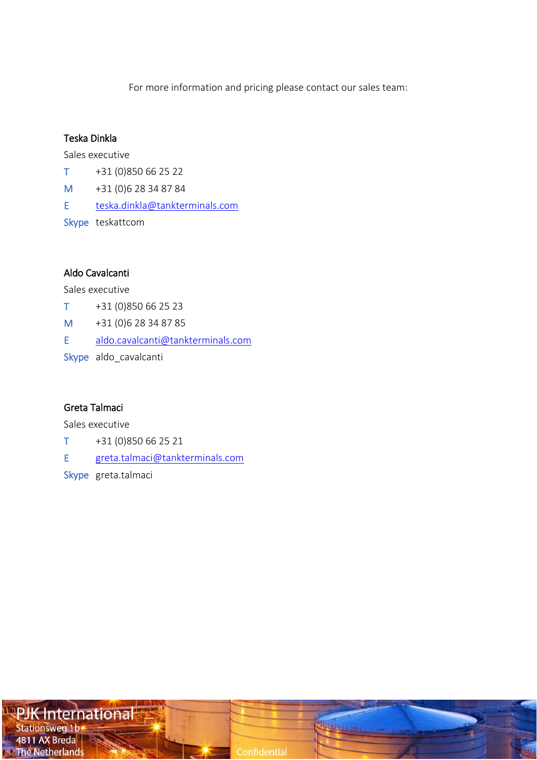For more information and pricing please contact our sales team:

**Teska Dinkla**

Sales executive

T +31 (0)850 66 25 22

M +31 (0)6 28 34 87 84

E teska.dinkla@tankterminals.com

Skype teskattcom

**Aldo Cavalcanti**

Sales executive

T +31 (0)850 66 25 23

M +31 (0)6 28 34 87 85

E aldo.cavalcanti@tankterminals.com

Skype aldo_cavalcanti

**Greta Talmaci**

Sales executive

T +31 (0)850 66 25 21

E greta.talmaci@tankterminals.com

Skype greta.talmaci

PJK International
Stationsweg 1b
4811 AX Breda
The Netherlands

Confidential